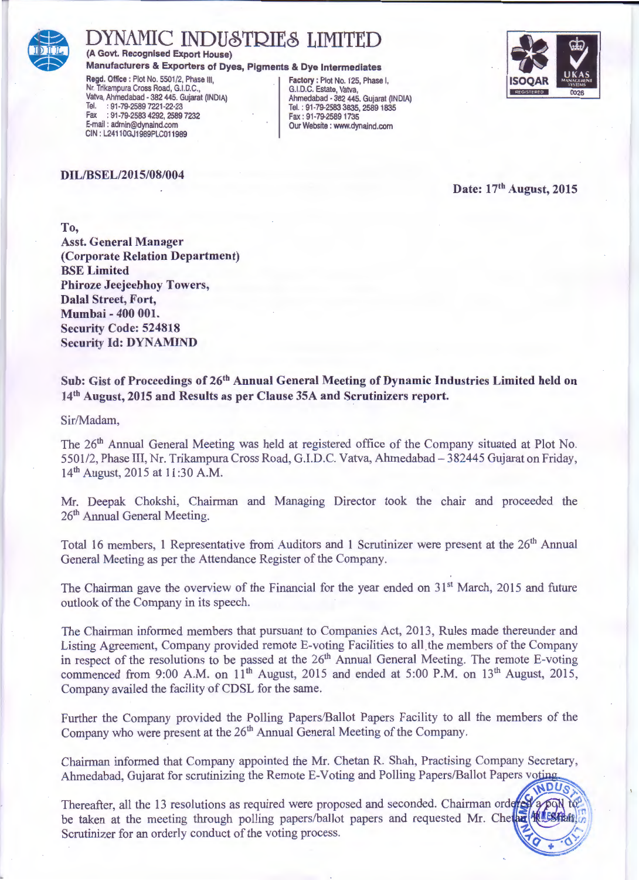# DYNAMIC INDUSTRIES LIMITED

**(A Govt. Recognised Export House)**

**Manufacturers & Exporters of Dyes, Pigments & Dye Intermediates**

**Regd. Office :** Plot No. 5501/2, Phase III, Nr. Trikampura Cross Road, G.I.D.C., Vatva, Ahmedabad - 382 445. Gujarat (INDIA)
Tel. : 91-79-2589 7221-22-23
Fax : 91-79-2583 4292, 2589 7232
E-mail : admin@dynaind.com
CIN : L24110GJ1989PLC011989

**Factory :** Plot No. 125, Phase I, G.I.D.C. Estate, Vatva, Ahmedabad - 382 445. Gujarat (INDIA)
Tel. : 91-79-2583 3835, 2589 1835
Fax : 91-79-2589 1735
Our Website : www.dynaind.com

ISOQAR REGISTERED | UKAS MANAGEMENT SYSTEMS 0026

**DIL/BSEL/2015/08/004**

**Date: 17th August, 2015**

**To,**
**Asst. General Manager**
**(Corporate Relation Department)**
**BSE Limited**
**Phiroze Jeejeebhoy Towers,**
**Dalal Street, Fort,**
**Mumbai - 400 001.**
**Security Code: 524818**
**Security Id: DYNAMIND**

**Sub: Gist of Proceedings of 26th Annual General Meeting of Dynamic Industries Limited held on 14th August, 2015 and Results as per Clause 35A and Scrutinizers report.**

Sir/Madam,

The 26th Annual General Meeting was held at registered office of the Company situated at Plot No. 5501/2, Phase III, Nr. Trikampura Cross Road, G.I.D.C. Vatva, Ahmedabad – 382445 Gujarat on Friday, 14th August, 2015 at 11:30 A.M.

Mr. Deepak Chokshi, Chairman and Managing Director took the chair and proceeded the 26th Annual General Meeting.

Total 16 members, 1 Representative from Auditors and 1 Scrutinizer were present at the 26th Annual General Meeting as per the Attendance Register of the Company.

The Chairman gave the overview of the Financial for the year ended on 31st March, 2015 and future outlook of the Company in its speech.

The Chairman informed members that pursuant to Companies Act, 2013, Rules made thereunder and Listing Agreement, Company provided remote E-voting Facilities to all the members of the Company in respect of the resolutions to be passed at the 26th Annual General Meeting. The remote E-voting commenced from 9:00 A.M. on 11th August, 2015 and ended at 5:00 P.M. on 13th August, 2015, Company availed the facility of CDSL for the same.

Further the Company provided the Polling Papers/Ballot Papers Facility to all the members of the Company who were present at the 26th Annual General Meeting of the Company.

Chairman informed that Company appointed the Mr. Chetan R. Shah, Practising Company Secretary, Ahmedabad, Gujarat for scrutinizing the Remote E-Voting and Polling Papers/Ballot Papers voting.

Thereafter, all the 13 resolutions as required were proposed and seconded. Chairman ordered a poll to be taken at the meeting through polling papers/ballot papers and requested Mr. Chetan R. Shah, Scrutinizer for an orderly conduct of the voting process.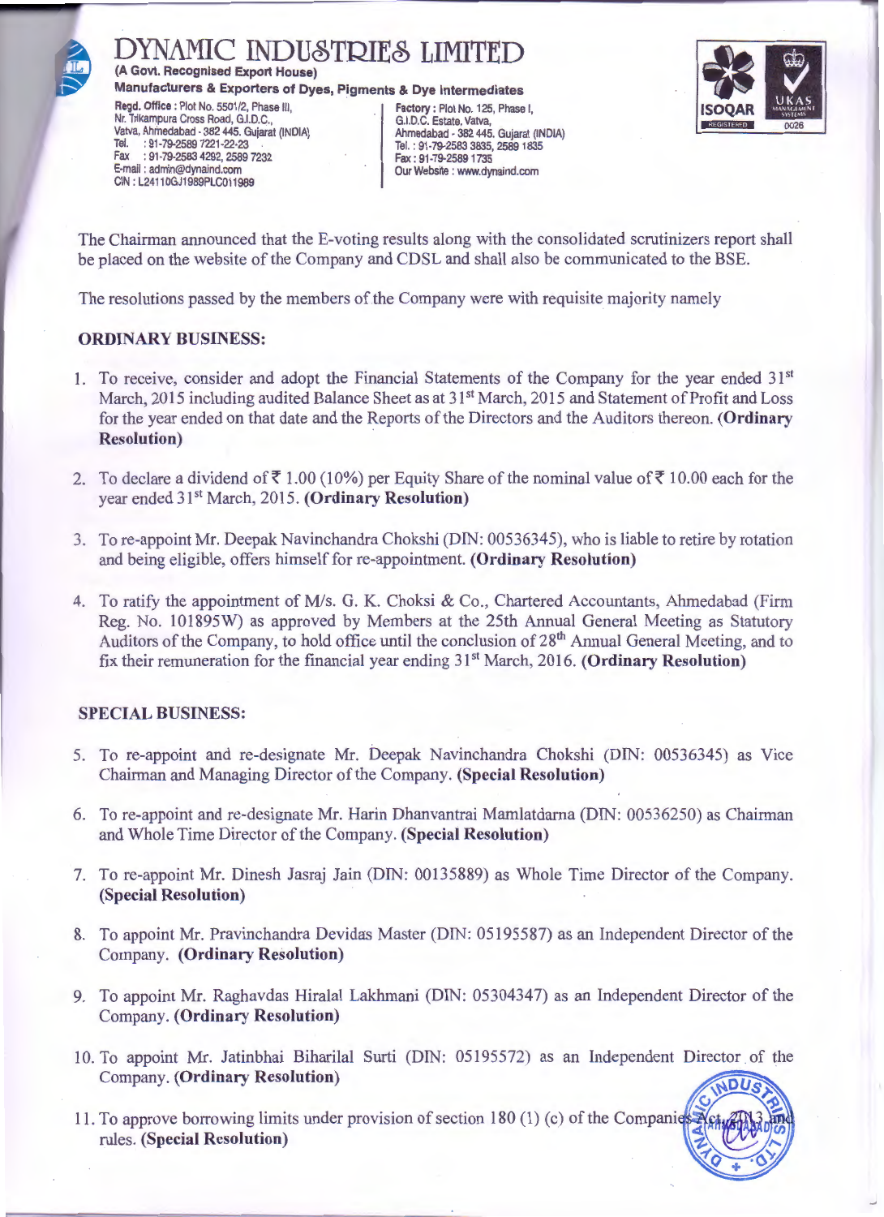# DYNAMIC INDUSTRIES LIMITED

**(A Govt. Recognised Export House)**

**Manufacturers & Exporters of Dyes, Pigments & Dye Intermediates**

**Regd. Office :** Plot No. 5501/2, Phase III, Nr. Trikampura Cross Road, G.I.D.C., Vatva, Ahmedabad - 382 445. Gujarat (INDIA)
Tel. : 91-79-2589 7221-22-23
Fax : 91-79-2583 4292, 2589 7232
E-mail : admin@dynaind.com
CIN : L24110GJ1989PLC011989

**Factory :** Plot No. 125, Phase I, G.I.D.C. Estate, Vatva, Ahmedabad - 382 445. Gujarat (INDIA)
Tel. : 91-79-2583 3835, 2589 1835
Fax : 91-79-2589 1735
Our Website : www.dynaind.com

The Chairman announced that the E-voting results along with the consolidated scrutinizers report shall be placed on the website of the Company and CDSL and shall also be communicated to the BSE.

The resolutions passed by the members of the Company were with requisite majority namely

**ORDINARY BUSINESS:**

1. To receive, consider and adopt the Financial Statements of the Company for the year ended 31st March, 2015 including audited Balance Sheet as at 31st March, 2015 and Statement of Profit and Loss for the year ended on that date and the Reports of the Directors and the Auditors thereon. **(Ordinary Resolution)**

2. To declare a dividend of ₹ 1.00 (10%) per Equity Share of the nominal value of ₹ 10.00 each for the year ended 31st March, 2015. **(Ordinary Resolution)**

3. To re-appoint Mr. Deepak Navinchandra Chokshi (DIN: 00536345), who is liable to retire by rotation and being eligible, offers himself for re-appointment. **(Ordinary Resolution)**

4. To ratify the appointment of M/s. G. K. Choksi & Co., Chartered Accountants, Ahmedabad (Firm Reg. No. 101895W) as approved by Members at the 25th Annual General Meeting as Statutory Auditors of the Company, to hold office until the conclusion of 28th Annual General Meeting, and to fix their remuneration for the financial year ending 31st March, 2016. **(Ordinary Resolution)**

**SPECIAL BUSINESS:**

5. To re-appoint and re-designate Mr. Deepak Navinchandra Chokshi (DIN: 00536345) as Vice Chairman and Managing Director of the Company. **(Special Resolution)**

6. To re-appoint and re-designate Mr. Harin Dhanvantrai Mamlatdarna (DIN: 00536250) as Chairman and Whole Time Director of the Company. **(Special Resolution)**

7. To re-appoint Mr. Dinesh Jasraj Jain (DIN: 00135889) as Whole Time Director of the Company. **(Special Resolution)**

8. To appoint Mr. Pravinchandra Devidas Master (DIN: 05195587) as an Independent Director of the Company. **(Ordinary Resolution)**

9. To appoint Mr. Raghavdas Hiralal Lakhmani (DIN: 05304347) as an Independent Director of the Company. **(Ordinary Resolution)**

10. To appoint Mr. Jatinbhai Biharilal Surti (DIN: 05195572) as an Independent Director of the Company. **(Ordinary Resolution)**

11. To approve borrowing limits under provision of section 180 (1) (c) of the Companies Act, 2013 and rules. **(Special Resolution)**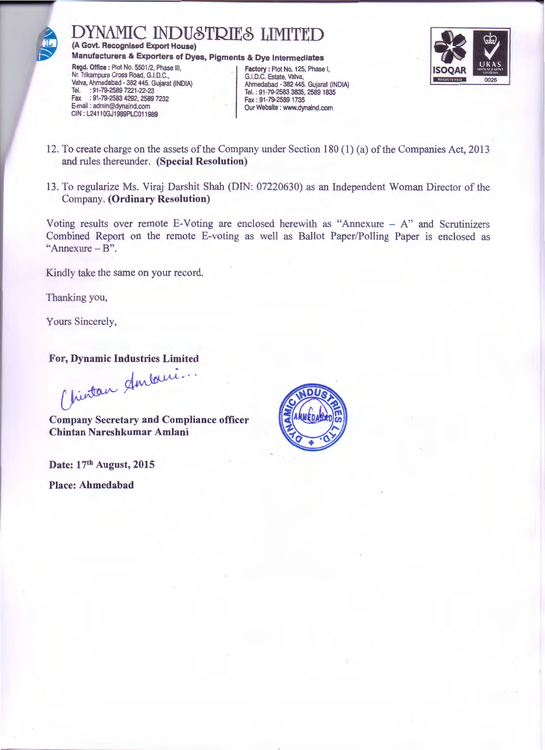# DYNAMIC INDUSTRIES LIMITED

**(A Govt. Recognised Export House)**

**Manufacturers & Exporters of Dyes, Pigments & Dye Intermediates**

**Regd. Office :** Plot No. 5501/2, Phase III, Nr. Trikampura Cross Road, G.I.D.C., Vatva, Ahmedabad - 382 445. Gujarat (INDIA)
Tel. : 91-79-2589 7221-22-23
Fax : 91-79-2583 4292, 2589 7232
E-mail : admin@dynaind.com
CIN : L24110GJ1989PLC011989

**Factory :** Plot No. 125, Phase I, G.I.D.C. Estate, Vatva, Ahmedabad - 382 445. Gujarat (INDIA)
Tel. : 91-79-2583 3835, 2589 1835
Fax : 91-79-2589 1735
Our Website : www.dynaind.com

12. To create charge on the assets of the Company under Section 180 (1) (a) of the Companies Act, 2013 and rules thereunder. **(Special Resolution)**

13. To regularize Ms. Viraj Darshit Shah (DIN: 07220630) as an Independent Woman Director of the Company. **(Ordinary Resolution)**

Voting results over remote E-Voting are enclosed herewith as "Annexure – A" and Scrutinizers Combined Report on the remote E-voting as well as Ballot Paper/Polling Paper is enclosed as "Annexure – B".

Kindly take the same on your record.

Thanking you,

Yours Sincerely,

**For, Dynamic Industries Limited**

**Company Secretary and Compliance officer**
**Chintan Nareshkumar Amlani**

**Date: 17th August, 2015**

**Place: Ahmedabad**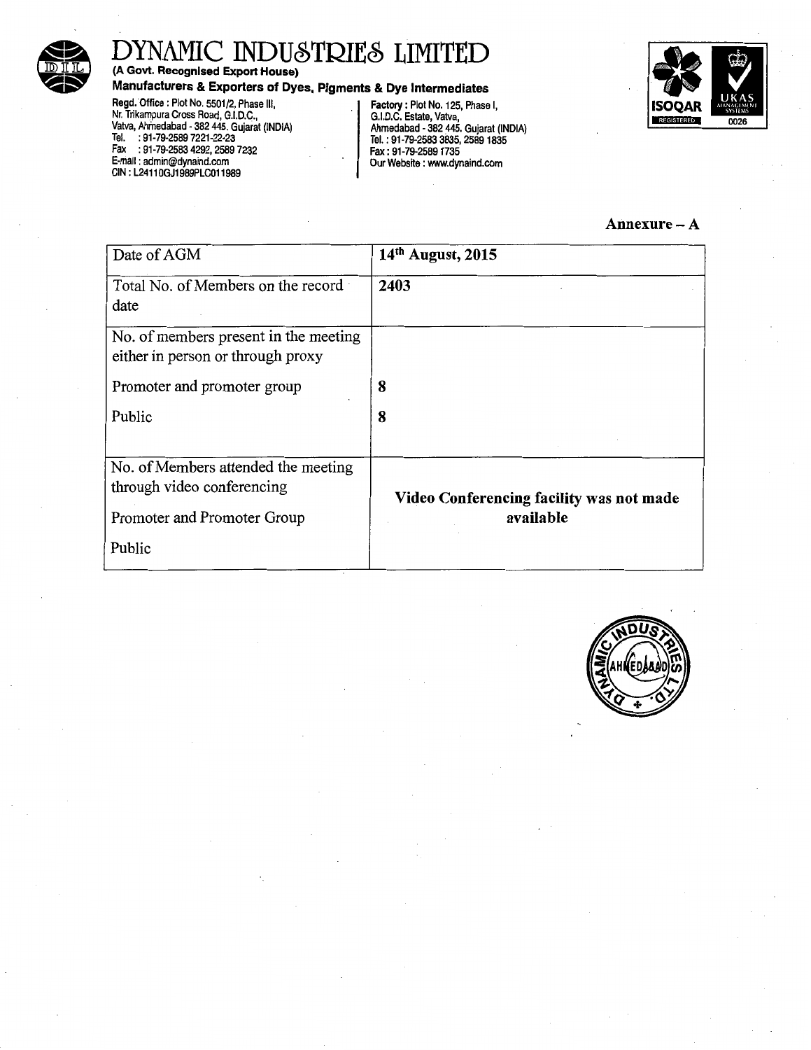# DYNAMIC INDUSTRIES LIMITED

**(A Govt. Recognised Export House)**

**Manufacturers & Exporters of Dyes, Pigments & Dye Intermediates**

**Regd. Office :** Plot No. 5501/2, Phase III, Nr. Trikampura Cross Road, G.I.D.C., Vatva, Ahmedabad - 382 445. Gujarat (INDIA)
Tel. : 91-79-2589 7221-22-23
Fax : 91-79-2583 4292, 2589 7232
E-mail : admin@dynaind.com
CIN : L24110GJ1989PLC011989

**Factory :** Plot No. 125, Phase I, G.I.D.C. Estate, Vatva, Ahmedabad - 382 445. Gujarat (INDIA)
Tel. : 91-79-2583 3835, 2589 1835
Fax : 91-79-2589 1735
Our Website : www.dynaind.com

**Annexure – A**

| Date of AGM | **14th August, 2015** |
|---|---|
| Total No. of Members on the record date | **2403** |
| No. of members present in the meeting either in person or through proxy | |
| Promoter and promoter group | **8** |
| Public | **8** |
| No. of Members attended the meeting through video conferencing | **Video Conferencing facility was not made available** |
| Promoter and Promoter Group | |
| Public | |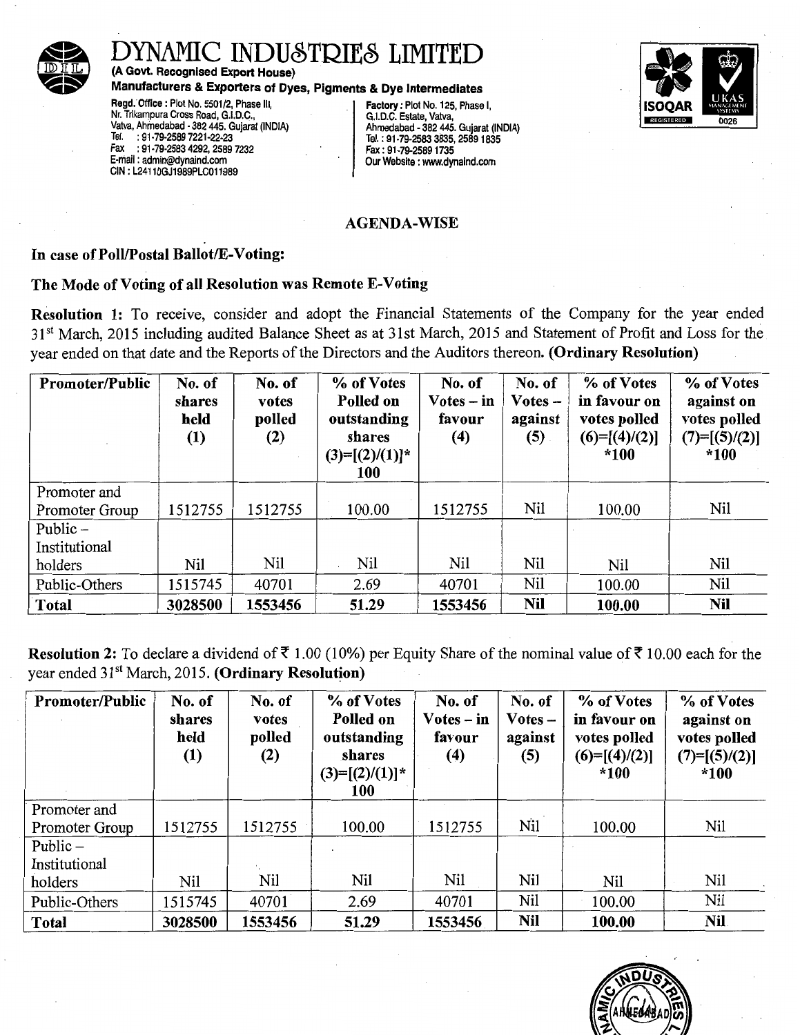# DYNAMIC INDUSTRIES LIMITED

**(A Govt. Recognised Export House)**

**Manufacturers & Exporters of Dyes, Pigments & Dye Intermediates**

**Regd. Office :** Plot No. 5501/2, Phase III, Nr. Trikampura Cross Road, G.I.D.C., Vatva, Ahmedabad - 382 445. Gujarat (INDIA)
Tel. : 91-79-2589 7221-22-23
Fax : 91-79-2583 4292, 2589 7232
E-mail : admin@dynaind.com
CIN : L24110GJ1989PLC011989

**Factory :** Plot No. 125, Phase I, G.I.D.C. Estate, Vatva, Ahmedabad - 382 445. Gujarat (INDIA)
Tel. : 91-79-2583 3835, 2589 1835
Fax : 91-79-2589 1735
Our Website : www.dynaind.com

## AGENDA-WISE

**In case of Poll/Postal Ballot/E-Voting:**

**The Mode of Voting of all Resolution was Remote E-Voting**

**Resolution 1:** To receive, consider and adopt the Financial Statements of the Company for the year ended 31st March, 2015 including audited Balance Sheet as at 31st March, 2015 and Statement of Profit and Loss for the year ended on that date and the Reports of the Directors and the Auditors thereon. **(Ordinary Resolution)**

| Promoter/Public | No. of shares held (1) | No. of votes polled (2) | % of Votes Polled on outstanding shares (3)=[(2)/(1)]*100 | No. of Votes – in favour (4) | No. of Votes – against (5) | % of Votes in favour on votes polled (6)=[(4)/(2)]*100 | % of Votes against on votes polled (7)=[(5)/(2)]*100 |
|---|---|---|---|---|---|---|---|
| Promoter and Promoter Group | 1512755 | 1512755 | 100.00 | 1512755 | Nil | 100.00 | Nil |
| Public – Institutional holders | Nil | Nil | Nil | Nil | Nil | Nil | Nil |
| Public-Others | 1515745 | 40701 | 2.69 | 40701 | Nil | 100.00 | Nil |
| **Total** | **3028500** | **1553456** | **51.29** | **1553456** | **Nil** | **100.00** | **Nil** |

**Resolution 2:** To declare a dividend of ₹ 1.00 (10%) per Equity Share of the nominal value of ₹ 10.00 each for the year ended 31st March, 2015. **(Ordinary Resolution)**

| Promoter/Public | No. of shares held (1) | No. of votes polled (2) | % of Votes Polled on outstanding shares (3)=[(2)/(1)]*100 | No. of Votes – in favour (4) | No. of Votes – against (5) | % of Votes in favour on votes polled (6)=[(4)/(2)]*100 | % of Votes against on votes polled (7)=[(5)/(2)]*100 |
|---|---|---|---|---|---|---|---|
| Promoter and Promoter Group | 1512755 | 1512755 | 100.00 | 1512755 | Nil | 100.00 | Nil |
| Public – Institutional holders | Nil | Nil | Nil | Nil | Nil | Nil | Nil |
| Public-Others | 1515745 | 40701 | 2.69 | 40701 | Nil | 100.00 | Nil |
| **Total** | **3028500** | **1553456** | **51.29** | **1553456** | **Nil** | **100.00** | **Nil** |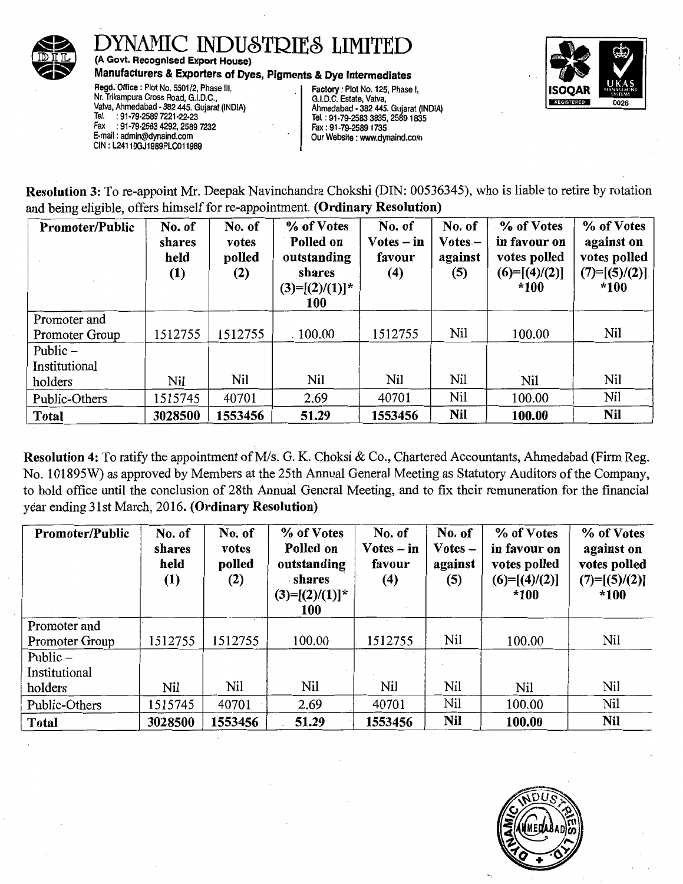# DYNAMIC INDUSTRIES LIMITED

**(A Govt. Recognised Export House)**

**Manufacturers & Exporters of Dyes, Pigments & Dye Intermediates**

Regd. Office : Plot No. 5501/2, Phase III, Nr. Trikampura Cross Road, G.I.D.C., Vatva, Ahmedabad - 382 445. Gujarat (INDIA)
Tel. : 91-79-2589 7221-22-23
Fax : 91-79-2583 4292, 2589 7232
E-mail : admin@dynaind.com
CIN : L24110GJ1989PLC011989

Factory : Plot No. 125, Phase I, G.I.D.C. Estate, Vatva, Ahmedabad - 382 445. Gujarat (INDIA)
Tel. : 91-79-2583 3835, 2589 1835
Fax : 91-79-2589 1735
Our Website : www.dynaind.com

**Resolution 3:** To re-appoint Mr. Deepak Navinchandra Chokshi (DIN: 00536345), who is liable to retire by rotation and being eligible, offers himself for re-appointment. **(Ordinary Resolution)**

| Promoter/Public | No. of shares held (1) | No. of votes polled (2) | % of Votes Polled on outstanding shares (3)=[(2)/(1)]*100 | No. of Votes – in favour (4) | No. of Votes – against (5) | % of Votes in favour on votes polled (6)=[(4)/(2)]*100 | % of Votes against on votes polled (7)=[(5)/(2)]*100 |
|---|---|---|---|---|---|---|---|
| Promoter and Promoter Group | 1512755 | 1512755 | 100.00 | 1512755 | Nil | 100.00 | Nil |
| Public – Institutional holders | Nil | Nil | Nil | Nil | Nil | Nil | Nil |
| Public-Others | 1515745 | 40701 | 2.69 | 40701 | Nil | 100.00 | Nil |
| **Total** | **3028500** | **1553456** | **51.29** | **1553456** | **Nil** | **100.00** | **Nil** |

**Resolution 4:** To ratify the appointment of M/s. G. K. Choksi & Co., Chartered Accountants, Ahmedabad (Firm Reg. No. 101895W) as approved by Members at the 25th Annual General Meeting as Statutory Auditors of the Company, to hold office until the conclusion of 28th Annual General Meeting, and to fix their remuneration for the financial year ending 31st March, 2016. **(Ordinary Resolution)**

| Promoter/Public | No. of shares held (1) | No. of votes polled (2) | % of Votes Polled on outstanding shares (3)=[(2)/(1)]*100 | No. of Votes – in favour (4) | No. of Votes – against (5) | % of Votes in favour on votes polled (6)=[(4)/(2)]*100 | % of Votes against on votes polled (7)=[(5)/(2)]*100 |
|---|---|---|---|---|---|---|---|
| Promoter and Promoter Group | 1512755 | 1512755 | 100.00 | 1512755 | Nil | 100.00 | Nil |
| Public – Institutional holders | Nil | Nil | Nil | Nil | Nil | Nil | Nil |
| Public-Others | 1515745 | 40701 | 2.69 | 40701 | Nil | 100.00 | Nil |
| **Total** | **3028500** | **1553456** | **51.29** | **1553456** | **Nil** | **100.00** | **Nil** |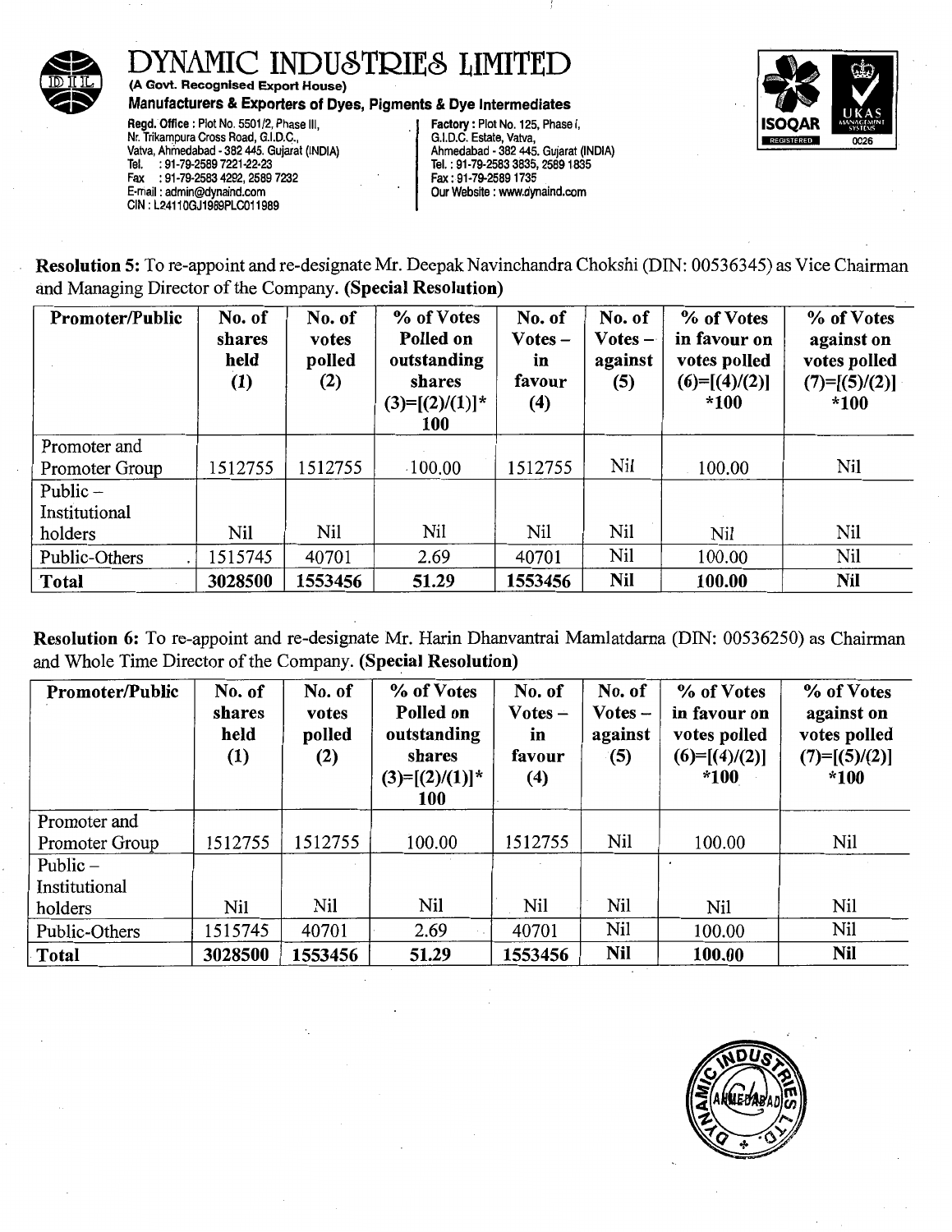# DYNAMIC INDUSTRIES LIMITED

**(A Govt. Recognised Export House)**

**Manufacturers & Exporters of Dyes, Pigments & Dye Intermediates**

**Regd. Office :** Plot No. 5501/2, Phase III, Nr. Trikampura Cross Road, G.I.D.C., Vatva, Ahmedabad - 382 445. Gujarat (INDIA)
Tel. : 91-79-2589 7221-22-23
Fax : 91-79-2583 4292, 2589 7232
E-mail : admin@dynaind.com
CIN : L24110GJ1989PLC011989

**Factory :** Plot No. 125, Phase I, G.I.D.C. Estate, Vatva, Ahmedabad - 382 445. Gujarat (INDIA)
Tel. : 91-79-2583 3835, 2589 1835
Fax : 91-79-2589 1735
Our Website : www.dynaind.com

**Resolution 5:** To re-appoint and re-designate Mr. Deepak Navinchandra Chokshi (DIN: 00536345) as Vice Chairman and Managing Director of the Company. **(Special Resolution)**

| Promoter/Public | No. of shares held (1) | No. of votes polled (2) | % of Votes Polled on outstanding shares (3)=[(2)/(1)]* 100 | No. of Votes – in favour (4) | No. of Votes – against (5) | % of Votes in favour on votes polled (6)=[(4)/(2)] *100 | % of Votes against on votes polled (7)=[(5)/(2)] *100 |
|---|---|---|---|---|---|---|---|
| Promoter and Promoter Group | 1512755 | 1512755 | 100.00 | 1512755 | Nil | 100.00 | Nil |
| Public – Institutional holders | Nil | Nil | Nil | Nil | Nil | Nil | Nil |
| Public-Others | 1515745 | 40701 | 2.69 | 40701 | Nil | 100.00 | Nil |
| **Total** | **3028500** | **1553456** | **51.29** | **1553456** | **Nil** | **100.00** | **Nil** |

**Resolution 6:** To re-appoint and re-designate Mr. Harin Dhanvantrai Mamlatdarna (DIN: 00536250) as Chairman and Whole Time Director of the Company. **(Special Resolution)**

| Promoter/Public | No. of shares held (1) | No. of votes polled (2) | % of Votes Polled on outstanding shares (3)=[(2)/(1)]* 100 | No. of Votes – in favour (4) | No. of Votes – against (5) | % of Votes in favour on votes polled (6)=[(4)/(2)] *100 | % of Votes against on votes polled (7)=[(5)/(2)] *100 |
|---|---|---|---|---|---|---|---|
| Promoter and Promoter Group | 1512755 | 1512755 | 100.00 | 1512755 | Nil | 100.00 | Nil |
| Public – Institutional holders | Nil | Nil | Nil | Nil | Nil | Nil | Nil |
| Public-Others | 1515745 | 40701 | 2.69 | 40701 | Nil | 100.00 | Nil |
| **Total** | **3028500** | **1553456** | **51.29** | **1553456** | **Nil** | **100.00** | **Nil** |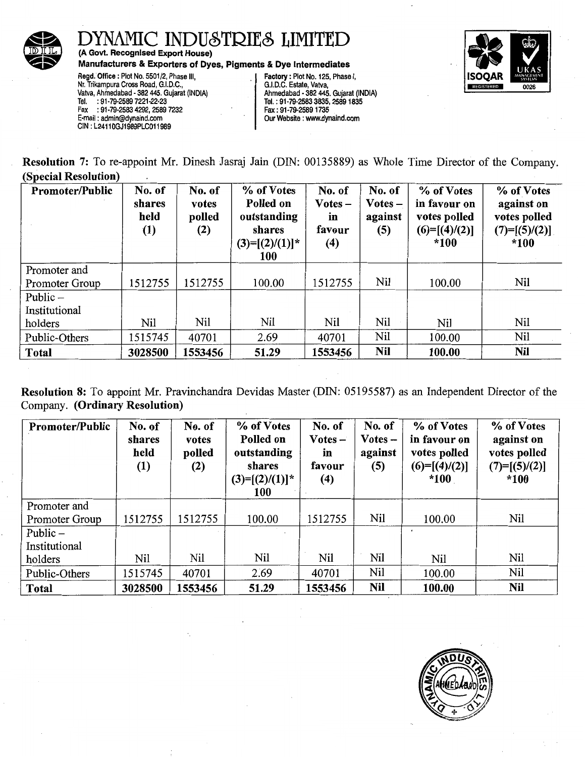# DYNAMIC INDUSTRIES LIMITED

**(A Govt. Recognised Export House)**

**Manufacturers & Exporters of Dyes, Pigments & Dye Intermediates**

**Regd. Office :** Plot No. 5501/2, Phase III, Nr. Trikampura Cross Road, G.I.D.C., Vatva, Ahmedabad - 382 445. Gujarat (INDIA)
Tel. : 91-79-2589 7221-22-23
Fax : 91-79-2583 4292, 2589 7232
E-mail : admin@dynaind.com
CIN : L24110GJ1989PLC011989

**Factory :** Plot No. 125, Phase I, G.I.D.C. Estate, Vatva, Ahmedabad - 382 445. Gujarat (INDIA)
Tel. : 91-79-2583 3835, 2589 1835
Fax : 91-79-2589 1735
Our Website : www.dynaind.com

**Resolution 7:** To re-appoint Mr. Dinesh Jasraj Jain (DIN: 00135889) as Whole Time Director of the Company. **(Special Resolution)**

| Promoter/Public | No. of shares held (1) | No. of votes polled (2) | % of Votes Polled on outstanding shares (3)=[(2)/(1)]*100 | No. of Votes – in favour (4) | No. of Votes – against (5) | % of Votes in favour on votes polled (6)=[(4)/(2)]*100 | % of Votes against on votes polled (7)=[(5)/(2)]*100 |
|---|---|---|---|---|---|---|---|
| Promoter and Promoter Group | 1512755 | 1512755 | 100.00 | 1512755 | Nil | 100.00 | Nil |
| Public – Institutional holders | Nil | Nil | Nil | Nil | Nil | Nil | Nil |
| Public-Others | 1515745 | 40701 | 2.69 | 40701 | Nil | 100.00 | Nil |
| **Total** | **3028500** | **1553456** | **51.29** | **1553456** | **Nil** | **100.00** | **Nil** |

**Resolution 8:** To appoint Mr. Pravinchandra Devidas Master (DIN: 05195587) as an Independent Director of the Company. **(Ordinary Resolution)**

| Promoter/Public | No. of shares held (1) | No. of votes polled (2) | % of Votes Polled on outstanding shares (3)=[(2)/(1)]*100 | No. of Votes – in favour (4) | No. of Votes – against (5) | % of Votes in favour on votes polled (6)=[(4)/(2)]*100 | % of Votes against on votes polled (7)=[(5)/(2)]*100 |
|---|---|---|---|---|---|---|---|
| Promoter and Promoter Group | 1512755 | 1512755 | 100.00 | 1512755 | Nil | 100.00 | Nil |
| Public – Institutional holders | Nil | Nil | Nil | Nil | Nil | Nil | Nil |
| Public-Others | 1515745 | 40701 | 2.69 | 40701 | Nil | 100.00 | Nil |
| **Total** | **3028500** | **1553456** | **51.29** | **1553456** | **Nil** | **100.00** | **Nil** |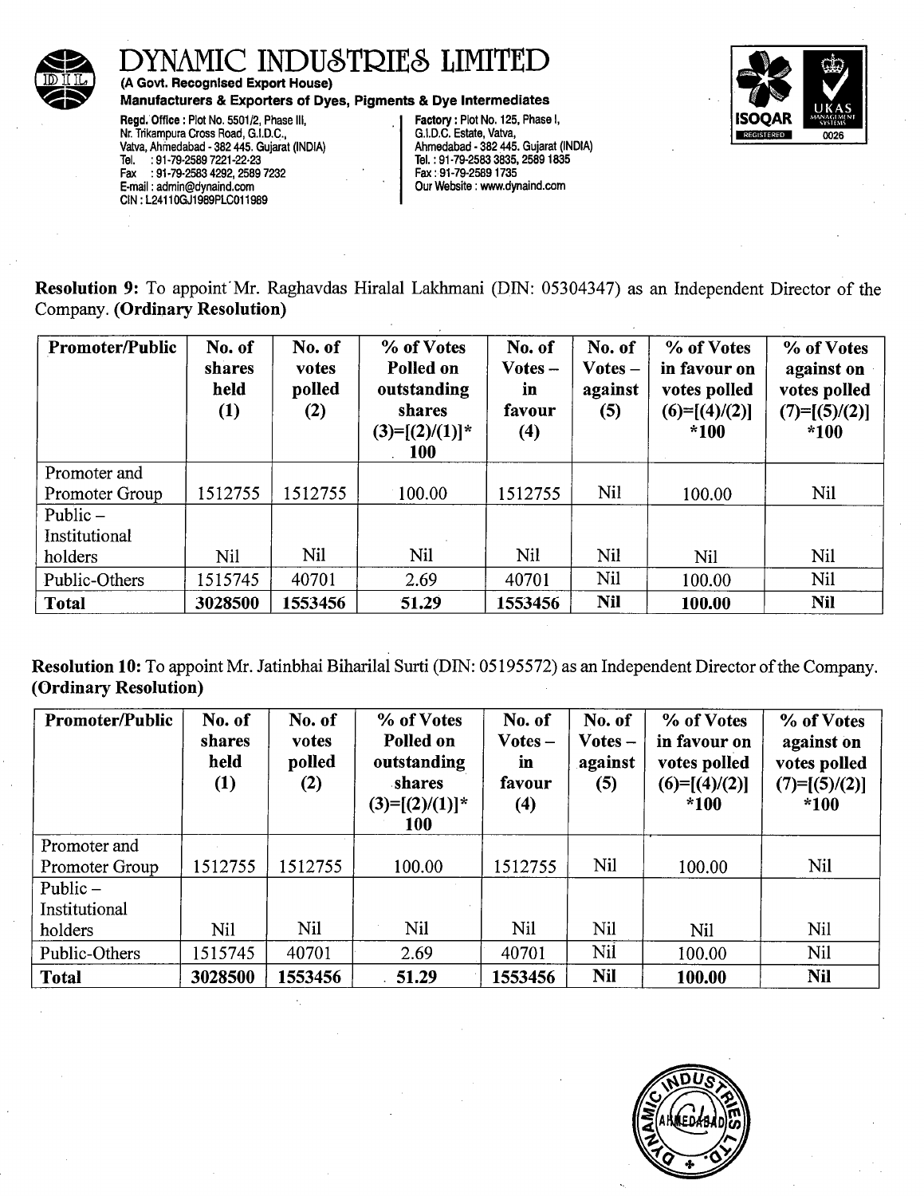# DYNAMIC INDUSTRIES LIMITED

**(A Govt. Recognised Export House)**

**Manufacturers & Exporters of Dyes, Pigments & Dye Intermediates**

**Regd. Office :** Plot No. 5501/2, Phase III, Nr. Trikampura Cross Road, G.I.D.C., Vatva, Ahmedabad - 382 445. Gujarat (INDIA)
Tel. : 91-79-2589 7221-22-23
Fax : 91-79-2583 4292, 2589 7232
E-mail : admin@dynaind.com
CIN : L24110GJ1989PLC011989

**Factory :** Plot No. 125, Phase I, G.I.D.C. Estate, Vatva, Ahmedabad - 382 445. Gujarat (INDIA)
Tel. : 91-79-2583 3835, 2589 1835
Fax : 91-79-2589 1735
Our Website : www.dynaind.com

**Resolution 9:** To appoint Mr. Raghavdas Hiralal Lakhmani (DIN: 05304347) as an Independent Director of the Company. **(Ordinary Resolution)**

| Promoter/Public | No. of shares held (1) | No. of votes polled (2) | % of Votes Polled on outstanding shares (3)=[(2)/(1)]* 100 | No. of Votes – in favour (4) | No. of Votes – against (5) | % of Votes in favour on votes polled (6)=[(4)/(2)] *100 | % of Votes against on votes polled (7)=[(5)/(2)] *100 |
|---|---|---|---|---|---|---|---|
| Promoter and Promoter Group | 1512755 | 1512755 | 100.00 | 1512755 | Nil | 100.00 | Nil |
| Public – Institutional holders | Nil | Nil | Nil | Nil | Nil | Nil | Nil |
| Public-Others | 1515745 | 40701 | 2.69 | 40701 | Nil | 100.00 | Nil |
| **Total** | **3028500** | **1553456** | **51.29** | **1553456** | **Nil** | **100.00** | **Nil** |

**Resolution 10:** To appoint Mr. Jatinbhai Biharilal Surti (DIN: 05195572) as an Independent Director of the Company. **(Ordinary Resolution)**

| Promoter/Public | No. of shares held (1) | No. of votes polled (2) | % of Votes Polled on outstanding shares (3)=[(2)/(1)]* 100 | No. of Votes – in favour (4) | No. of Votes – against (5) | % of Votes in favour on votes polled (6)=[(4)/(2)] *100 | % of Votes against on votes polled (7)=[(5)/(2)] *100 |
|---|---|---|---|---|---|---|---|
| Promoter and Promoter Group | 1512755 | 1512755 | 100.00 | 1512755 | Nil | 100.00 | Nil |
| Public – Institutional holders | Nil | Nil | Nil | Nil | Nil | Nil | Nil |
| Public-Others | 1515745 | 40701 | 2.69 | 40701 | Nil | 100.00 | Nil |
| **Total** | **3028500** | **1553456** | **51.29** | **1553456** | **Nil** | **100.00** | **Nil** |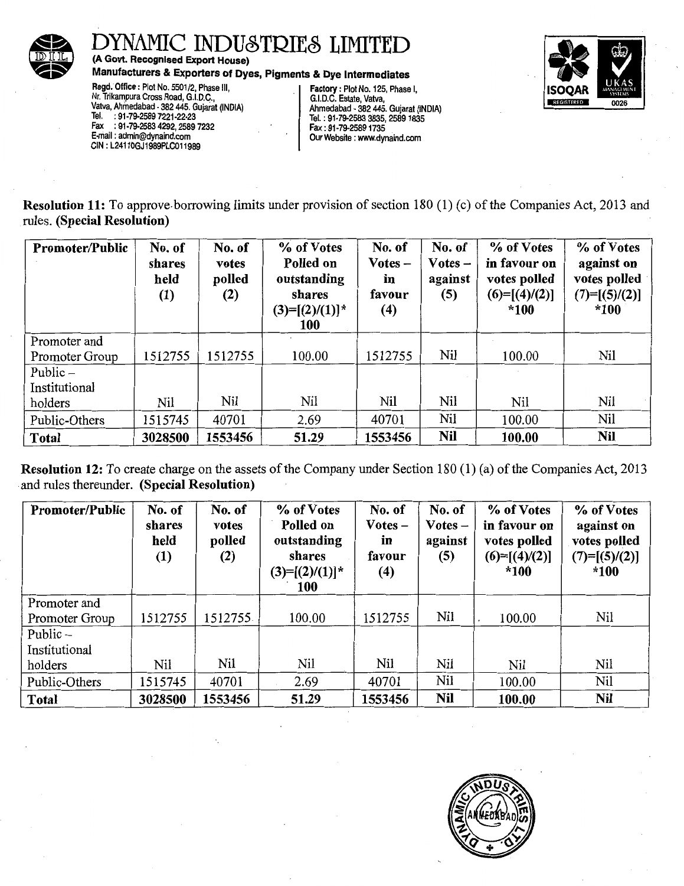# DYNAMIC INDUSTRIES LIMITED

**(A Govt. Recognised Export House)**

**Manufacturers & Exporters of Dyes, Pigments & Dye Intermediates**

**Regd. Office :** Plot No. 5501/2, Phase III, Nr. Trikampura Cross Road, G.I.D.C., Vatva, Ahmedabad - 382 445. Gujarat (INDIA)
Tel. : 91-79-2589 7221-22-23
Fax : 91-79-2583 4292, 2589 7232
E-mail : admin@dynaind.com
CIN : L24110GJ1989PLC011989

**Factory :** Plot No. 125, Phase I, G.I.D.C. Estate, Vatva, Ahmedabad - 382 445. Gujarat (INDIA)
Tel. : 91-79-2583 3835, 2589 1835
Fax : 91-79-2589 1735
Our Website : www.dynaind.com

**Resolution 11:** To approve borrowing limits under provision of section 180 (1) (c) of the Companies Act, 2013 and rules. **(Special Resolution)**

| **Promoter/Public** | **No. of shares held (1)** | **No. of votes polled (2)** | **% of Votes Polled on outstanding shares (3)=[(2)/(1)]* 100** | **No. of Votes – in favour (4)** | **No. of Votes – against (5)** | **% of Votes in favour on votes polled (6)=[(4)/(2)] *100** | **% of Votes against on votes polled (7)=[(5)/(2)] *100** |
|---|---|---|---|---|---|---|---|
| Promoter and Promoter Group | 1512755 | 1512755 | 100.00 | 1512755 | Nil | 100.00 | Nil |
| Public – Institutional holders | Nil | Nil | Nil | Nil | Nil | Nil | Nil |
| Public-Others | 1515745 | 40701 | 2.69 | 40701 | Nil | 100.00 | Nil |
| **Total** | **3028500** | **1553456** | **51.29** | **1553456** | **Nil** | **100.00** | **Nil** |

**Resolution 12:** To create charge on the assets of the Company under Section 180 (1) (a) of the Companies Act, 2013 and rules thereunder. **(Special Resolution)**

| **Promoter/Public** | **No. of shares held (1)** | **No. of votes polled (2)** | **% of Votes Polled on outstanding shares (3)=[(2)/(1)]* 100** | **No. of Votes – in favour (4)** | **No. of Votes – against (5)** | **% of Votes in favour on votes polled (6)=[(4)/(2)] *100** | **% of Votes against on votes polled (7)=[(5)/(2)] *100** |
|---|---|---|---|---|---|---|---|
| Promoter and Promoter Group | 1512755 | 1512755 | 100.00 | 1512755 | Nil | 100.00 | Nil |
| Public – Institutional holders | Nil | Nil | Nil | Nil | Nil | Nil | Nil |
| Public-Others | 1515745 | 40701 | 2.69 | 40701 | Nil | 100.00 | Nil |
| **Total** | **3028500** | **1553456** | **51.29** | **1553456** | **Nil** | **100.00** | **Nil** |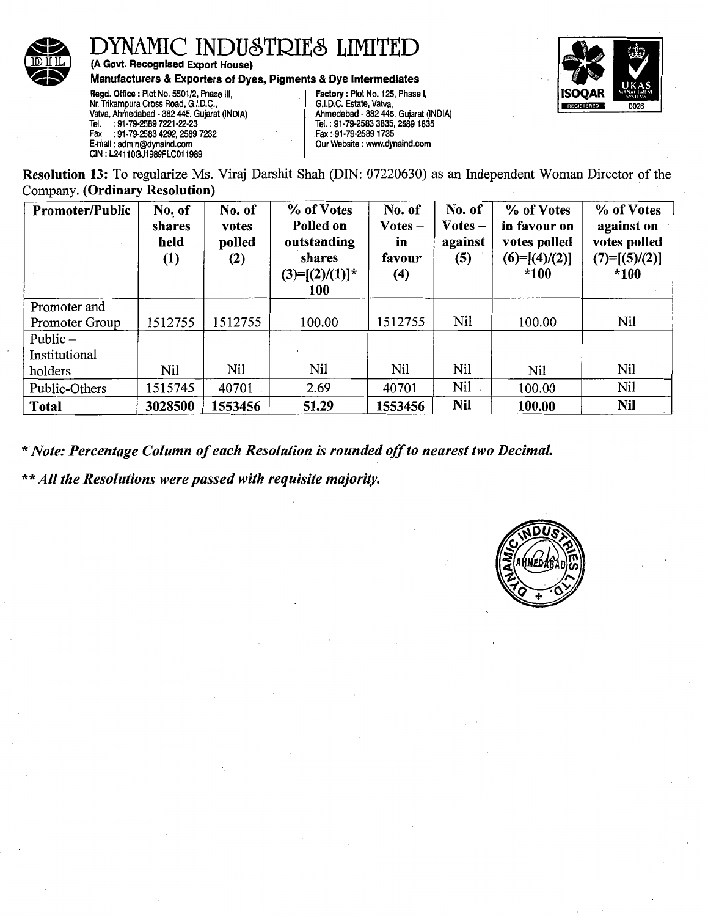# DYNAMIC INDUSTRIES LIMITED

**(A Govt. Recognised Export House)**

**Manufacturers & Exporters of Dyes, Pigments & Dye Intermediates**

Regd. Office : Plot No. 5501/2, Phase III, Nr. Trikampura Cross Road, G.I.D.C., Vatva, Ahmedabad - 382 445. Gujarat (INDIA)
Tel. : 91-79-2589 7221-22-23
Fax : 91-79-2583 4292, 2589 7232
E-mail : admin@dynaind.com
CIN : L24110GJ1989PLC011989

Factory : Plot No. 125, Phase I, G.I.D.C. Estate, Vatva, Ahmedabad - 382 445. Gujarat (INDIA)
Tel. : 91-79-2583 3835, 2589 1835
Fax : 91-79-2589 1735
Our Website : www.dynaind.com

**Resolution 13:** To regularize Ms. Viraj Darshit Shah (DIN: 07220630) as an Independent Woman Director of the Company. **(Ordinary Resolution)**

| Promoter/Public | No. of shares held (1) | No. of votes polled (2) | % of Votes Polled on outstanding shares (3)=[(2)/(1)]*100 | No. of Votes – in favour (4) | No. of Votes – against (5) | % of Votes in favour on votes polled (6)=[(4)/(2)]*100 | % of Votes against on votes polled (7)=[(5)/(2)]*100 |
|---|---|---|---|---|---|---|---|
| Promoter and Promoter Group | 1512755 | 1512755 | 100.00 | 1512755 | Nil | 100.00 | Nil |
| Public – Institutional holders | Nil | Nil | Nil | Nil | Nil | Nil | Nil |
| Public-Others | 1515745 | 40701 | 2.69 | 40701 | Nil | 100.00 | Nil |
| **Total** | **3028500** | **1553456** | **51.29** | **1553456** | **Nil** | **100.00** | **Nil** |

*\* Note: Percentage Column of each Resolution is rounded off to nearest two Decimal.*

*\*\* All the Resolutions were passed with requisite majority.*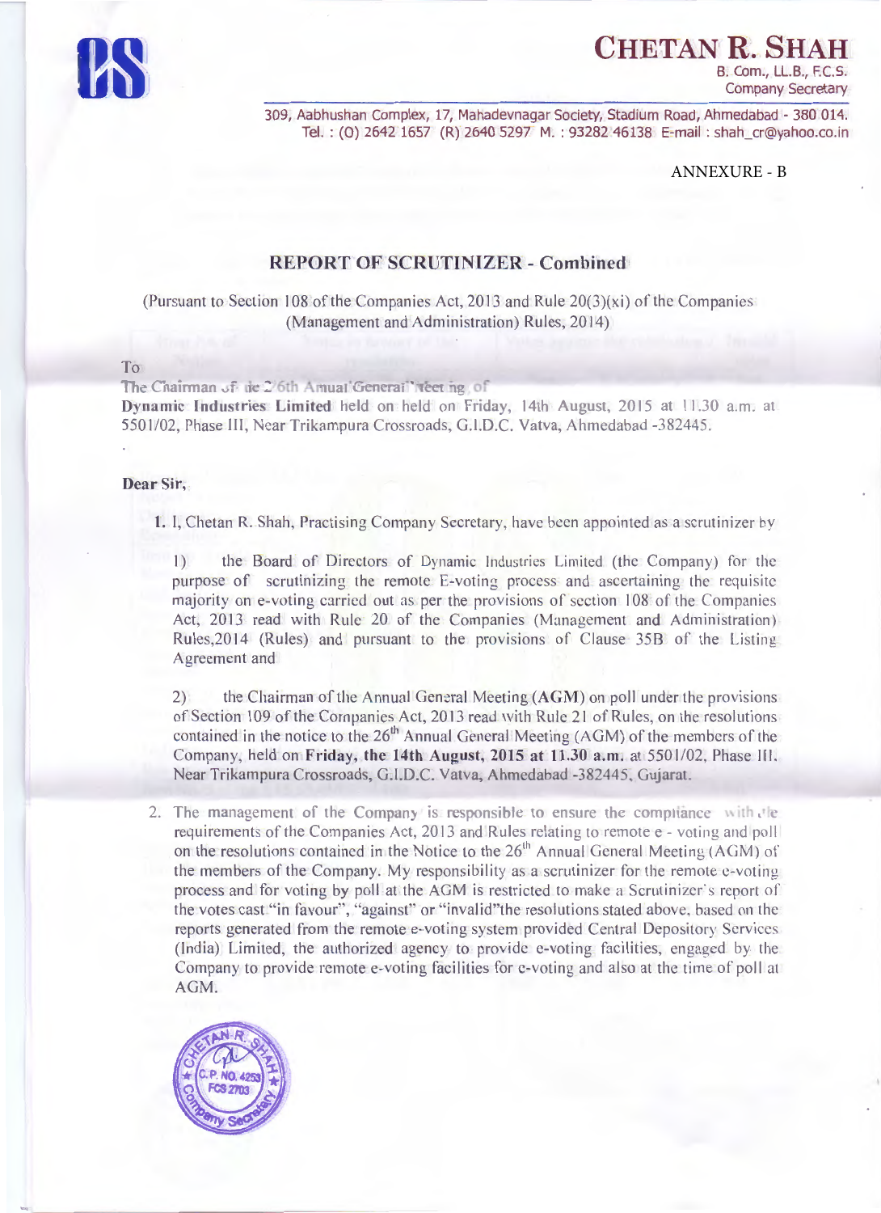# CHETAN R. SHAH

B. Com., LL.B., F.C.S.
Company Secretary

309, Aabhushan Complex, 17, Mahadevnagar Society, Stadium Road, Ahmedabad - 380 014.
Tel. : (O) 2642 1657 (R) 2640 5297 M. : 93282 46138 E-mail : shah_cr@yahoo.co.in

ANNEXURE - B

## REPORT OF SCRUTINIZER - Combined

(Pursuant to Section 108 of the Companies Act, 2013 and Rule 20(3)(xi) of the Companies (Management and Administration) Rules, 2014)

To
The Chairman of the 26th Annual General Meeting of
**Dynamic Industries Limited** held on held on Friday, 14th August, 2015 at 11.30 a.m. at 5501/02, Phase III, Near Trikampura Crossroads, G.I.D.C. Vatva, Ahmedabad -382445.

**Dear Sir,**

1. I, Chetan R. Shah, Practising Company Secretary, have been appointed as a scrutinizer by

   1) the Board of Directors of Dynamic Industries Limited (the Company) for the purpose of scrutinizing the remote E-voting process and ascertaining the requisite majority on e-voting carried out as per the provisions of section 108 of the Companies Act, 2013 read with Rule 20 of the Companies (Management and Administration) Rules,2014 (Rules) and pursuant to the provisions of Clause 35B of the Listing Agreement and

   2) the Chairman of the Annual General Meeting (**AGM**) on poll under the provisions of Section 109 of the Companies Act, 2013 read with Rule 21 of Rules, on the resolutions contained in the notice to the 26th Annual General Meeting (AGM) of the members of the Company, held on **Friday, the 14th August, 2015 at 11.30 a.m.** at 5501/02, Phase III, Near Trikampura Crossroads, G.I.D.C. Vatva, Ahmedabad -382445, Gujarat.

2. The management of the Company is responsible to ensure the compliance with the requirements of the Companies Act, 2013 and Rules relating to remote e - voting and poll on the resolutions contained in the Notice to the 26th Annual General Meeting (AGM) of the members of the Company. My responsibility as a scrutinizer for the remote e-voting process and for voting by poll at the AGM is restricted to make a Scrutinizer's report of the votes cast "in favour", "against" or "invalid"the resolutions stated above, based on the reports generated from the remote e-voting system provided Central Depository Services (India) Limited, the authorized agency to provide e-voting facilities, engaged by the Company to provide remote e-voting facilities for e-voting and also at the time of poll at AGM.

CHETAN R. SHAH
C.P. NO. 4253
FCS 2703
Company Secretary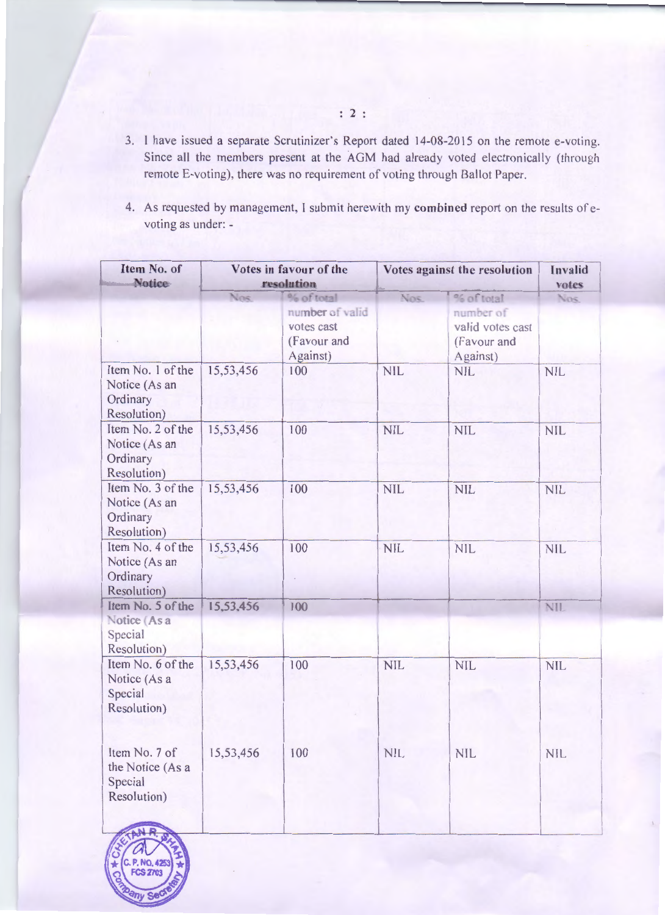3. I have issued a separate Scrutinizer's Report dated 14-08-2015 on the remote e-voting. Since all the members present at the AGM had already voted electronically (through remote E-voting), there was no requirement of voting through Ballot Paper.

4. As requested by management, I submit herewith my **combined** report on the results of e-voting as under: -

| Item No. of Notice | Votes in favour of the resolution | | Votes against the resolution | | Invalid votes |
|---|---|---|---|---|---|
| | Nos. | % of total number of valid votes cast (Favour and Against) | Nos. | % of total number of valid votes cast (Favour and Against) | Nos. |
| Item No. 1 of the Notice (As an Ordinary Resolution) | 15,53,456 | 100 | NIL | NIL | NIL |
| Item No. 2 of the Notice (As an Ordinary Resolution) | 15,53,456 | 100 | NIL | NIL | NIL |
| Item No. 3 of the Notice (As an Ordinary Resolution) | 15,53,456 | 100 | NIL | NIL | NIL |
| Item No. 4 of the Notice (As an Ordinary Resolution) | 15,53,456 | 100 | NIL | NIL | NIL |
| Item No. 5 of the Notice (As a Special Resolution) | 15,53,456 | 100 | | | NIL |
| Item No. 6 of the Notice (As a Special Resolution) | 15,53,456 | 100 | NIL | NIL | NIL |
| Item No. 7 of the Notice (As a Special Resolution) | 15,53,456 | 100 | NIL | NIL | NIL |

CHETAN R. SHAH
C. P. NO. 4253
FCS 2703
Company Secretary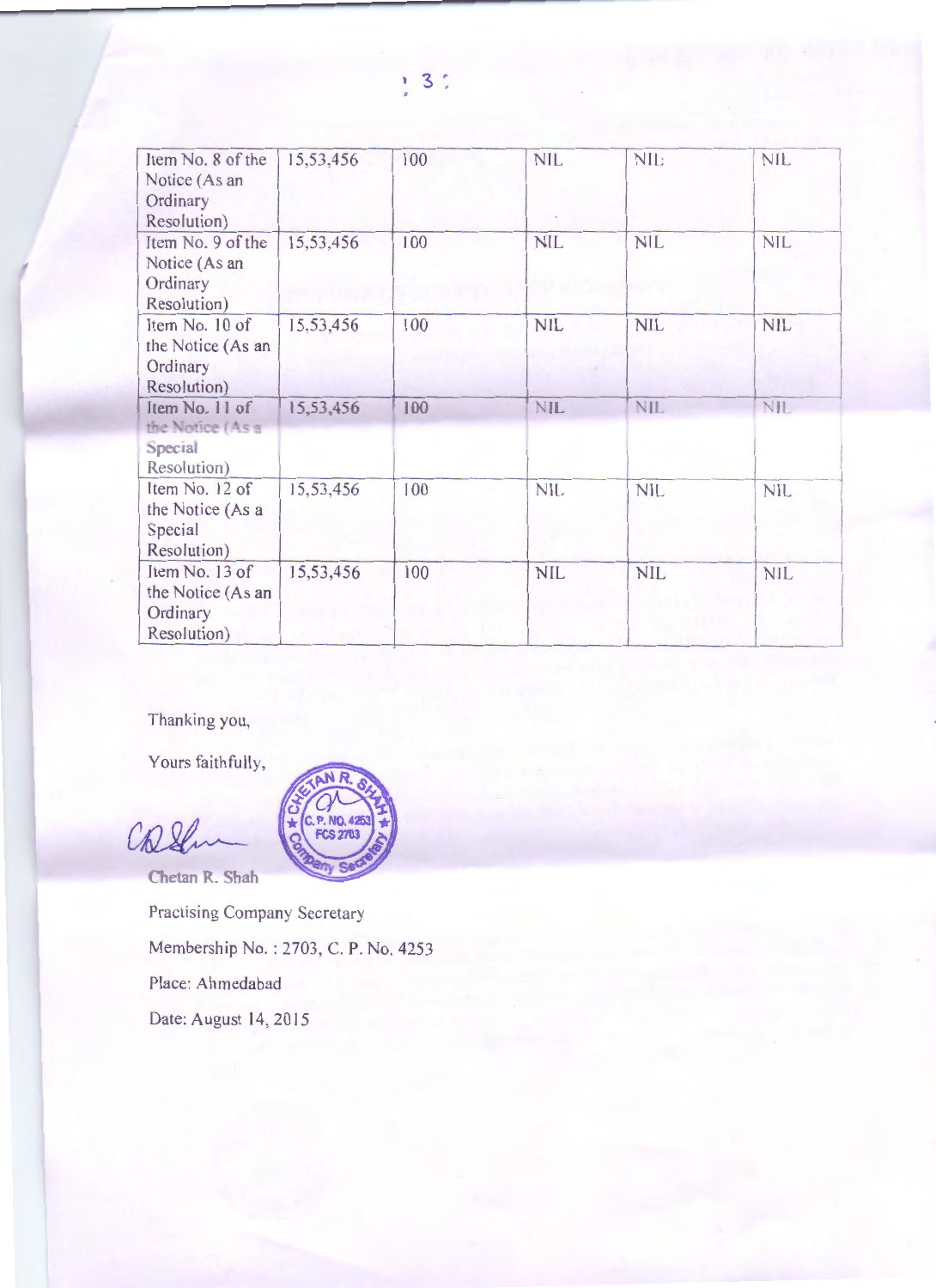| | | | | | |
|---|---|---|---|---|---|
| Item No. 8 of the Notice (As an Ordinary Resolution) | 15,53,456 | 100 | NIL | NIL | NIL |
| Item No. 9 of the Notice (As an Ordinary Resolution) | 15,53,456 | 100 | NIL | NIL | NIL |
| Item No. 10 of the Notice (As an Ordinary Resolution) | 15,53,456 | 100 | NIL | NIL | NIL |
| Item No. 11 of the Notice (As a Special Resolution) | 15,53,456 | 100 | NIL | NIL | NIL |
| Item No. 12 of the Notice (As a Special Resolution) | 15,53,456 | 100 | NIL | NIL | NIL |
| Item No. 13 of the Notice (As an Ordinary Resolution) | 15,53,456 | 100 | NIL | NIL | NIL |

Thanking you,

Yours faithfully,

Chetan R. Shah

Practising Company Secretary

Membership No. : 2703, C. P. No. 4253

Place: Ahmedabad

Date: August 14, 2015